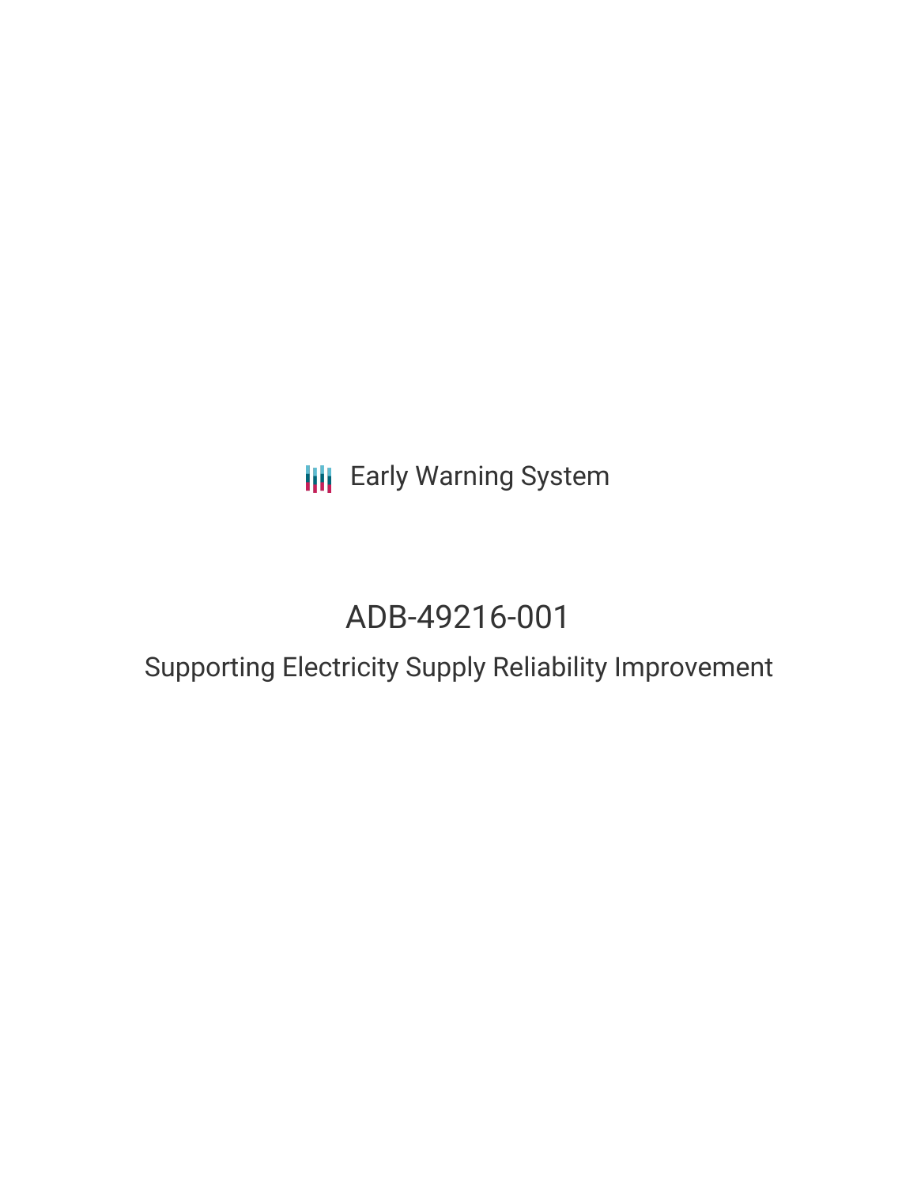Early Warning System

# ADB-49216-001

## Supporting Electricity Supply Reliability Improvement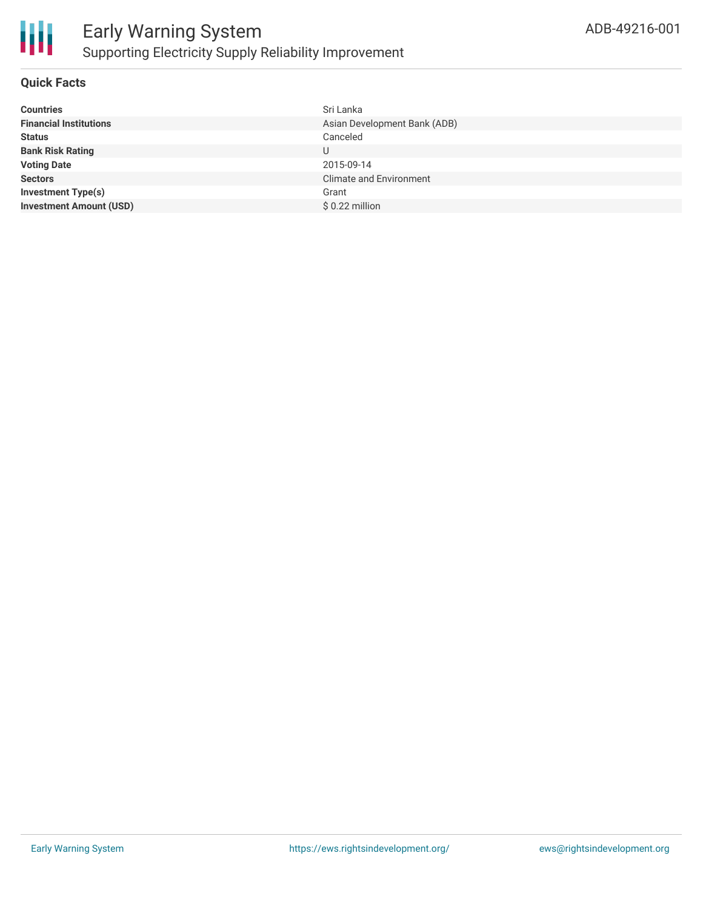# Early Warning System

## Supporting Electricity Supply Reliability Improvement

ADB-49216-001

### Quick Facts

| | |
|---|---|
| **Countries** | Sri Lanka |
| **Financial Institutions** | Asian Development Bank (ADB) |
| **Status** | Canceled |
| **Bank Risk Rating** | U |
| **Voting Date** | 2015-09-14 |
| **Sectors** | Climate and Environment |
| **Investment Type(s)** | Grant |
| **Investment Amount (USD)** | $ 0.22 million |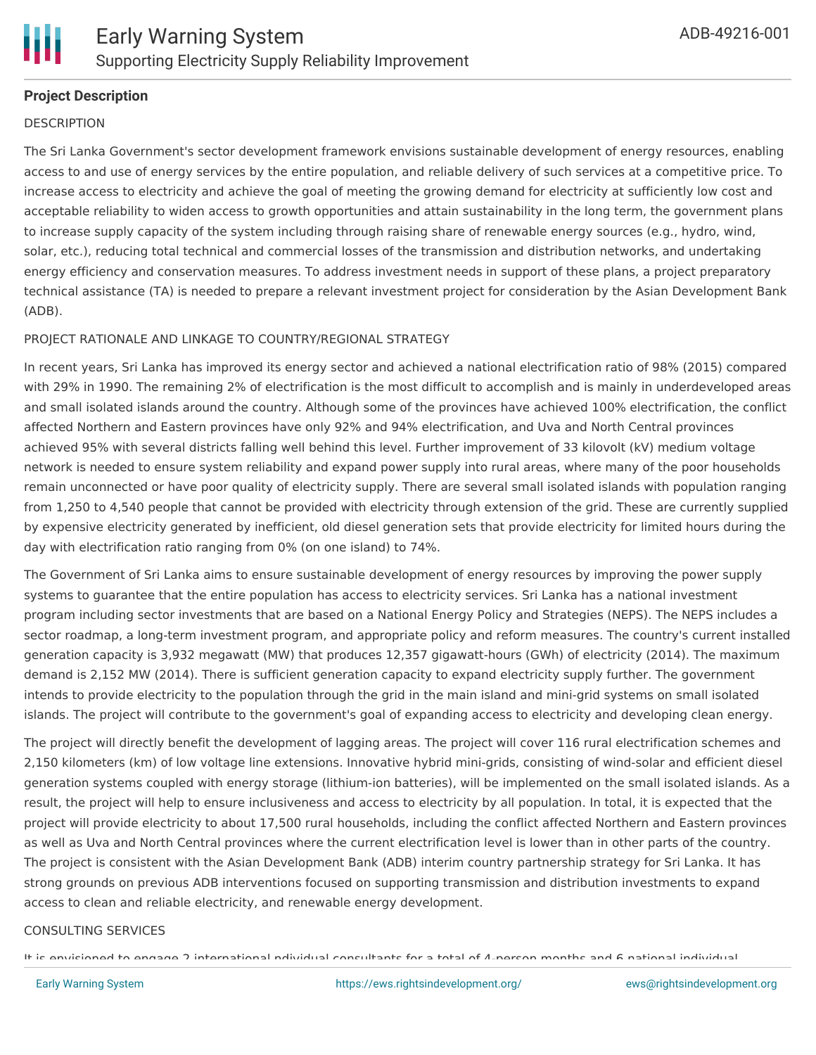## Project Description

DESCRIPTION

The Sri Lanka Government's sector development framework envisions sustainable development of energy resources, enabling access to and use of energy services by the entire population, and reliable delivery of such services at a competitive price. To increase access to electricity and achieve the goal of meeting the growing demand for electricity at sufficiently low cost and acceptable reliability to widen access to growth opportunities and attain sustainability in the long term, the government plans to increase supply capacity of the system including through raising share of renewable energy sources (e.g., hydro, wind, solar, etc.), reducing total technical and commercial losses of the transmission and distribution networks, and undertaking energy efficiency and conservation measures. To address investment needs in support of these plans, a project preparatory technical assistance (TA) is needed to prepare a relevant investment project for consideration by the Asian Development Bank (ADB).

PROJECT RATIONALE AND LINKAGE TO COUNTRY/REGIONAL STRATEGY

In recent years, Sri Lanka has improved its energy sector and achieved a national electrification ratio of 98% (2015) compared with 29% in 1990. The remaining 2% of electrification is the most difficult to accomplish and is mainly in underdeveloped areas and small isolated islands around the country. Although some of the provinces have achieved 100% electrification, the conflict affected Northern and Eastern provinces have only 92% and 94% electrification, and Uva and North Central provinces achieved 95% with several districts falling well behind this level. Further improvement of 33 kilovolt (kV) medium voltage network is needed to ensure system reliability and expand power supply into rural areas, where many of the poor households remain unconnected or have poor quality of electricity supply. There are several small isolated islands with population ranging from 1,250 to 4,540 people that cannot be provided with electricity through extension of the grid. These are currently supplied by expensive electricity generated by inefficient, old diesel generation sets that provide electricity for limited hours during the day with electrification ratio ranging from 0% (on one island) to 74%.

The Government of Sri Lanka aims to ensure sustainable development of energy resources by improving the power supply systems to guarantee that the entire population has access to electricity services. Sri Lanka has a national investment program including sector investments that are based on a National Energy Policy and Strategies (NEPS). The NEPS includes a sector roadmap, a long-term investment program, and appropriate policy and reform measures. The country's current installed generation capacity is 3,932 megawatt (MW) that produces 12,357 gigawatt-hours (GWh) of electricity (2014). The maximum demand is 2,152 MW (2014). There is sufficient generation capacity to expand electricity supply further. The government intends to provide electricity to the population through the grid in the main island and mini-grid systems on small isolated islands. The project will contribute to the government's goal of expanding access to electricity and developing clean energy.

The project will directly benefit the development of lagging areas. The project will cover 116 rural electrification schemes and 2,150 kilometers (km) of low voltage line extensions. Innovative hybrid mini-grids, consisting of wind-solar and efficient diesel generation systems coupled with energy storage (lithium-ion batteries), will be implemented on the small isolated islands. As a result, the project will help to ensure inclusiveness and access to electricity by all population. In total, it is expected that the project will provide electricity to about 17,500 rural households, including the conflict affected Northern and Eastern provinces as well as Uva and North Central provinces where the current electrification level is lower than in other parts of the country. The project is consistent with the Asian Development Bank (ADB) interim country partnership strategy for Sri Lanka. It has strong grounds on previous ADB interventions focused on supporting transmission and distribution investments to expand access to clean and reliable electricity, and renewable energy development.

CONSULTING SERVICES

It is envisioned to engage 2 international ndividual consultants for a total of 4-person months and 6 national individual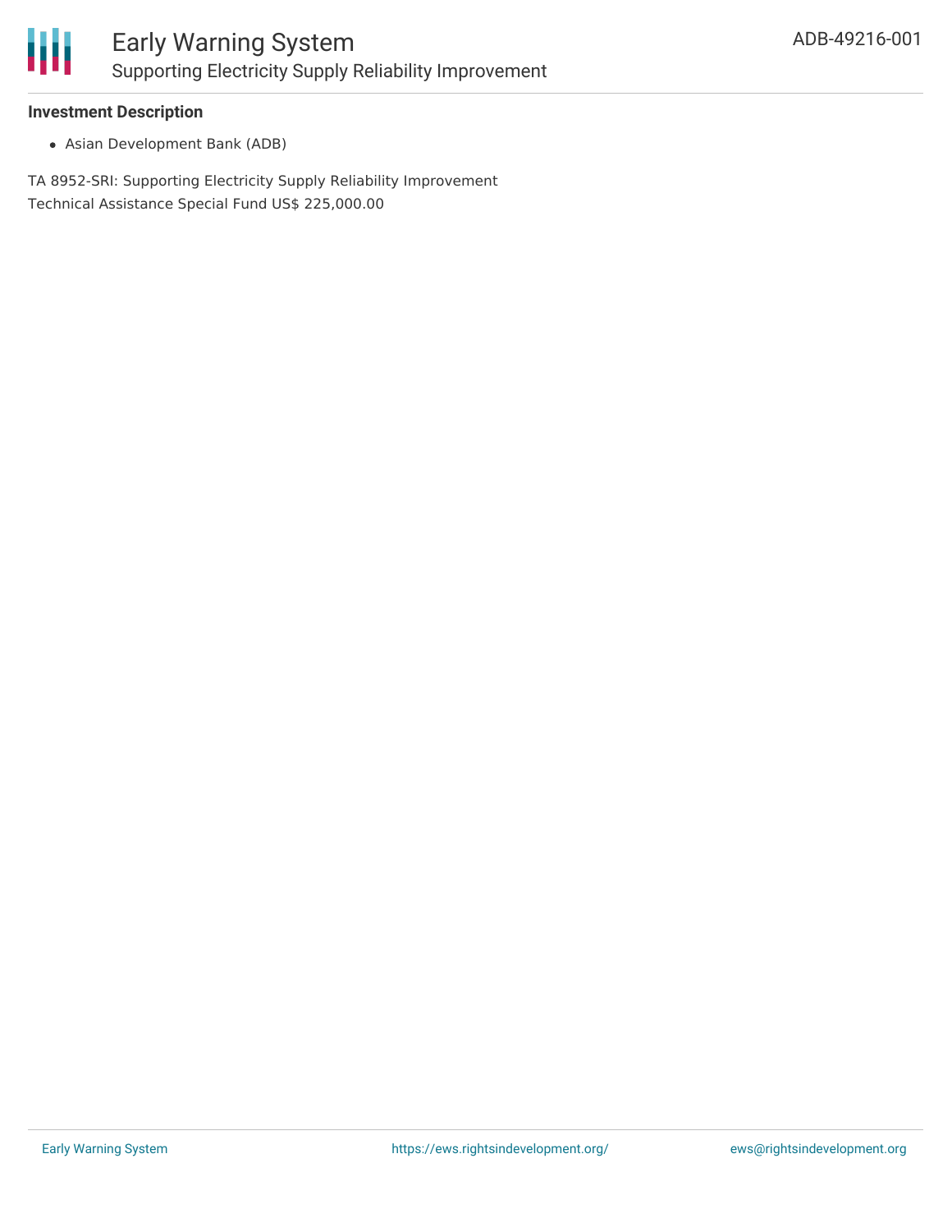### Investment Description

- Asian Development Bank (ADB)

TA 8952-SRI: Supporting Electricity Supply Reliability Improvement
Technical Assistance Special Fund US$ 225,000.00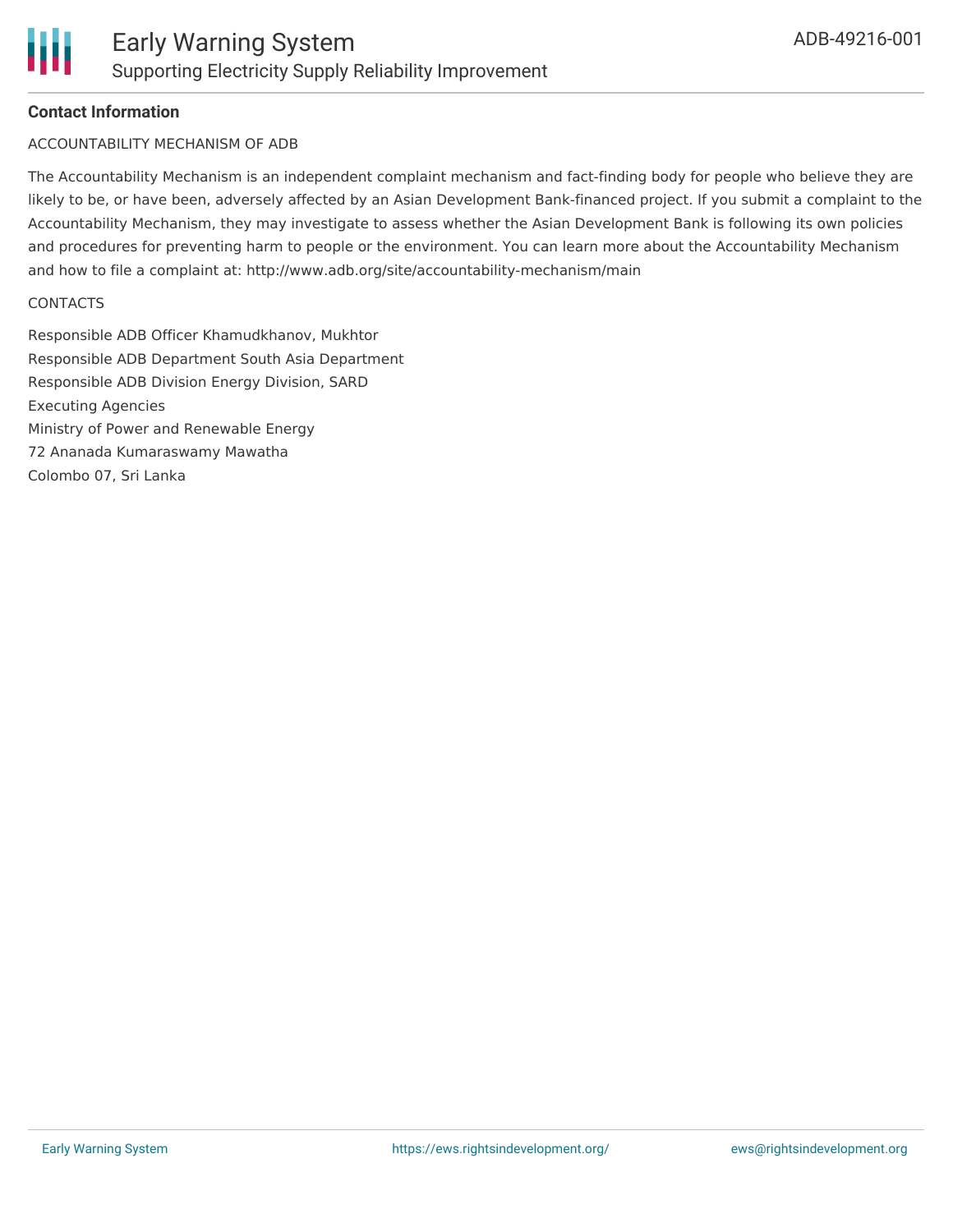**Contact Information**

ACCOUNTABILITY MECHANISM OF ADB

The Accountability Mechanism is an independent complaint mechanism and fact-finding body for people who believe they are likely to be, or have been, adversely affected by an Asian Development Bank-financed project. If you submit a complaint to the Accountability Mechanism, they may investigate to assess whether the Asian Development Bank is following its own policies and procedures for preventing harm to people or the environment. You can learn more about the Accountability Mechanism and how to file a complaint at: http://www.adb.org/site/accountability-mechanism/main

CONTACTS

Responsible ADB Officer Khamudkhanov, Mukhtor
Responsible ADB Department South Asia Department
Responsible ADB Division Energy Division, SARD
Executing Agencies
Ministry of Power and Renewable Energy
72 Ananada Kumaraswamy Mawatha
Colombo 07, Sri Lanka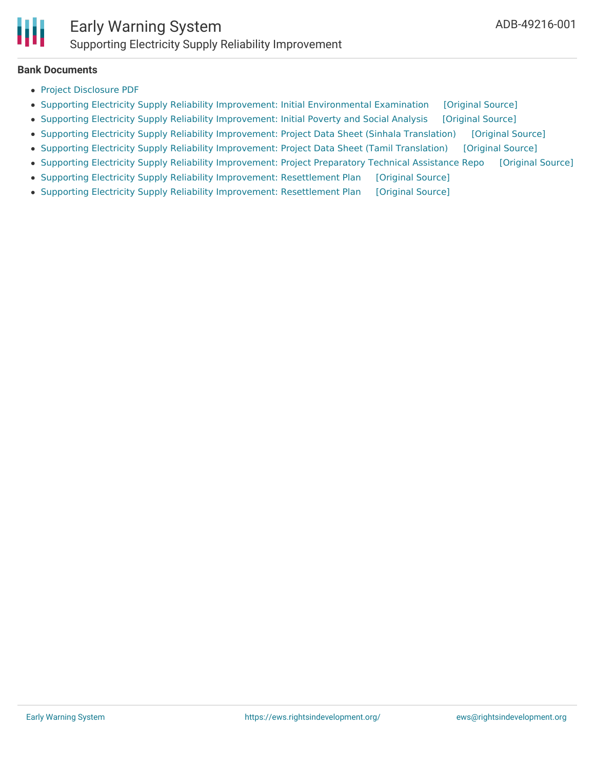## Bank Documents

- Project Disclosure PDF
- Supporting Electricity Supply Reliability Improvement: Initial Environmental Examination [Original Source]
- Supporting Electricity Supply Reliability Improvement: Initial Poverty and Social Analysis [Original Source]
- Supporting Electricity Supply Reliability Improvement: Project Data Sheet (Sinhala Translation) [Original Source]
- Supporting Electricity Supply Reliability Improvement: Project Data Sheet (Tamil Translation) [Original Source]
- Supporting Electricity Supply Reliability Improvement: Project Preparatory Technical Assistance Repo [Original Source]
- Supporting Electricity Supply Reliability Improvement: Resettlement Plan [Original Source]
- Supporting Electricity Supply Reliability Improvement: Resettlement Plan [Original Source]